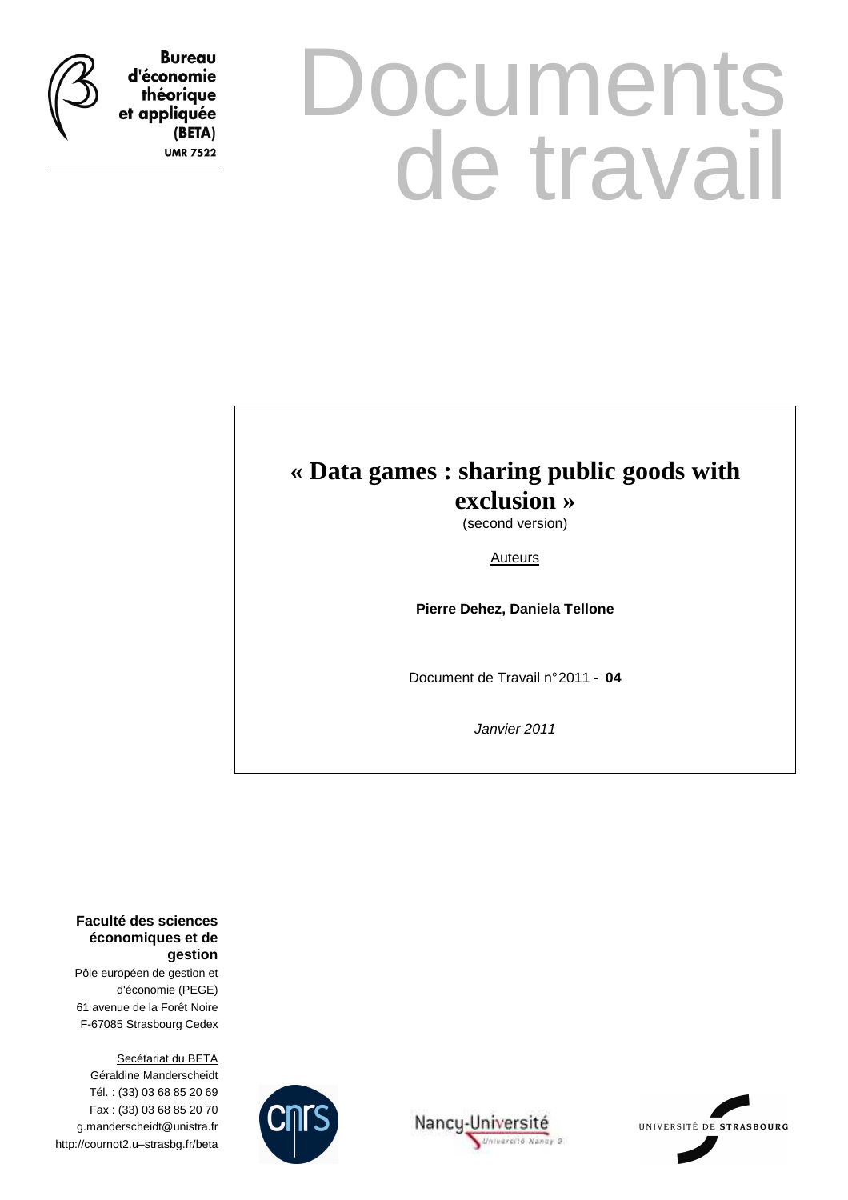**Bureau d'économie théorique et appliquée (BETA)**
**UMR 7522**

# Documents de travail

# « Data games : sharing public goods with exclusion »

(second version)

Auteurs

**Pierre Dehez, Daniela Tellone**

Document de Travail n° 2011 - **04**

*Janvier 2011*

**Faculté des sciences économiques et de gestion**

Pôle européen de gestion et d'économie (PEGE)
61 avenue de la Forêt Noire
F-67085 Strasbourg Cedex

Secétariat du BETA
Géraldine Manderscheidt
Tél. : (33) 03 68 85 20 69
Fax : (33) 03 68 85 20 70
g.manderscheidt@unistra.fr
http://cournot2.u–strasbg.fr/beta

cnrs

Nancy-Université
Université Nancy 2

UNIVERSITÉ DE STRASBOURG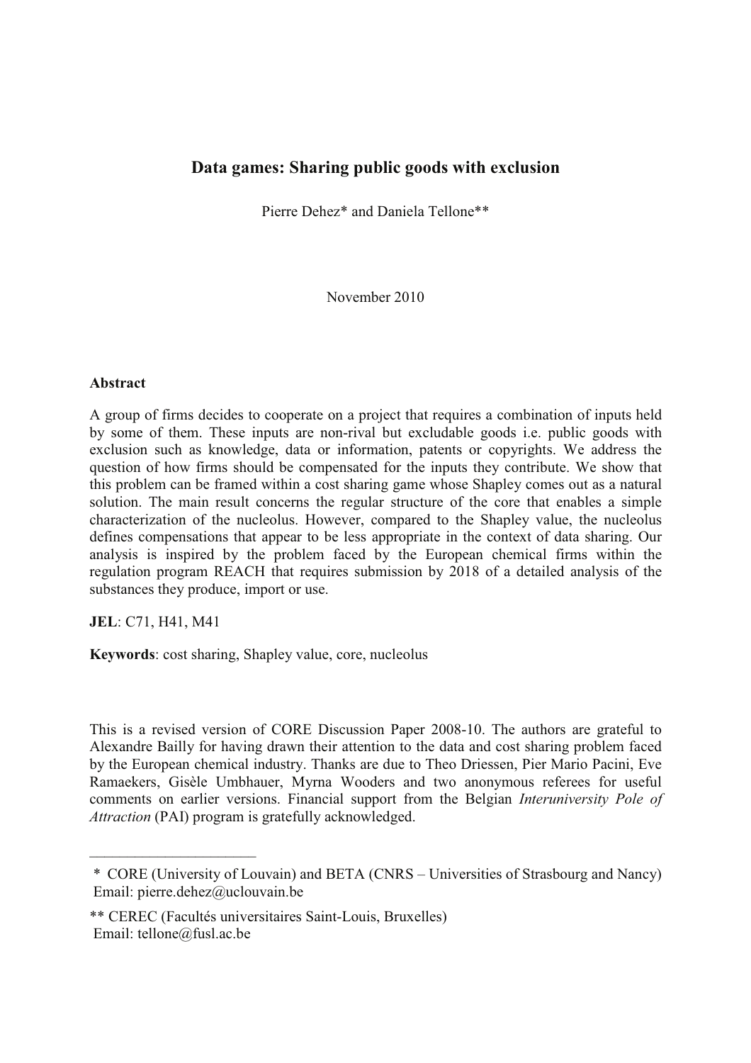# Data games: Sharing public goods with exclusion

Pierre Dehez* and Daniela Tellone**

November 2010

**Abstract**

A group of firms decides to cooperate on a project that requires a combination of inputs held by some of them. These inputs are non-rival but excludable goods i.e. public goods with exclusion such as knowledge, data or information, patents or copyrights. We address the question of how firms should be compensated for the inputs they contribute. We show that this problem can be framed within a cost sharing game whose Shapley comes out as a natural solution. The main result concerns the regular structure of the core that enables a simple characterization of the nucleolus. However, compared to the Shapley value, the nucleolus defines compensations that appear to be less appropriate in the context of data sharing. Our analysis is inspired by the problem faced by the European chemical firms within the regulation program REACH that requires submission by 2018 of a detailed analysis of the substances they produce, import or use.

**JEL**: C71, H41, M41

**Keywords**: cost sharing, Shapley value, core, nucleolus

This is a revised version of CORE Discussion Paper 2008-10. The authors are grateful to Alexandre Bailly for having drawn their attention to the data and cost sharing problem faced by the European chemical industry. Thanks are due to Theo Driessen, Pier Mario Pacini, Eve Ramaekers, Gisèle Umbhauer, Myrna Wooders and two anonymous referees for useful comments on earlier versions. Financial support from the Belgian *Interuniversity Pole of Attraction* (PAI) program is gratefully acknowledged.

---

\* CORE (University of Louvain) and BETA (CNRS – Universities of Strasbourg and Nancy)
Email: pierre.dehez@uclouvain.be

\*\* CEREC (Facultés universitaires Saint-Louis, Bruxelles)
Email: tellone@fusl.ac.be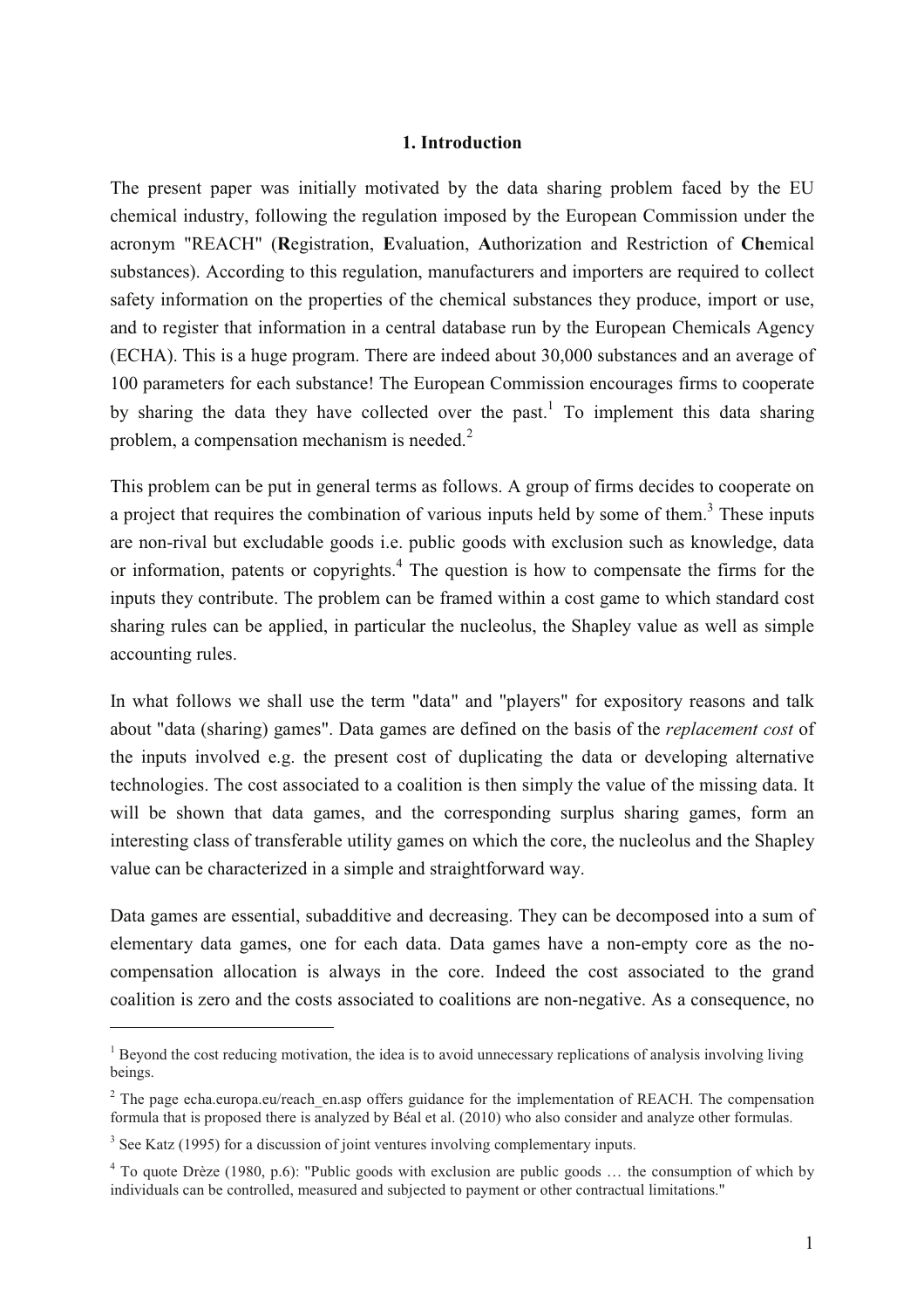## 1. Introduction

The present paper was initially motivated by the data sharing problem faced by the EU chemical industry, following the regulation imposed by the European Commission under the acronym "REACH" (**R**egistration, **E**valuation, **A**uthorization and Restriction of **Ch**emical substances). According to this regulation, manufacturers and importers are required to collect safety information on the properties of the chemical substances they produce, import or use, and to register that information in a central database run by the European Chemicals Agency (ECHA). This is a huge program. There are indeed about 30,000 substances and an average of 100 parameters for each substance! The European Commission encourages firms to cooperate by sharing the data they have collected over the past.[1] To implement this data sharing problem, a compensation mechanism is needed.[2]

This problem can be put in general terms as follows. A group of firms decides to cooperate on a project that requires the combination of various inputs held by some of them.[3] These inputs are non-rival but excludable goods i.e. public goods with exclusion such as knowledge, data or information, patents or copyrights.[4] The question is how to compensate the firms for the inputs they contribute. The problem can be framed within a cost game to which standard cost sharing rules can be applied, in particular the nucleolus, the Shapley value as well as simple accounting rules.

In what follows we shall use the term "data" and "players" for expository reasons and talk about "data (sharing) games". Data games are defined on the basis of the *replacement cost* of the inputs involved e.g. the present cost of duplicating the data or developing alternative technologies. The cost associated to a coalition is then simply the value of the missing data. It will be shown that data games, and the corresponding surplus sharing games, form an interesting class of transferable utility games on which the core, the nucleolus and the Shapley value can be characterized in a simple and straightforward way.

Data games are essential, subadditive and decreasing. They can be decomposed into a sum of elementary data games, one for each data. Data games have a non-empty core as the no-compensation allocation is always in the core. Indeed the cost associated to the grand coalition is zero and the costs associated to coalitions are non-negative. As a consequence, no

---

[1] Beyond the cost reducing motivation, the idea is to avoid unnecessary replications of analysis involving living beings.

[2] The page echa.europa.eu/reach_en.asp offers guidance for the implementation of REACH. The compensation formula that is proposed there is analyzed by Béal et al. (2010) who also consider and analyze other formulas.

[3] See Katz (1995) for a discussion of joint ventures involving complementary inputs.

[4] To quote Drèze (1980, p.6): "Public goods with exclusion are public goods … the consumption of which by individuals can be controlled, measured and subjected to payment or other contractual limitations."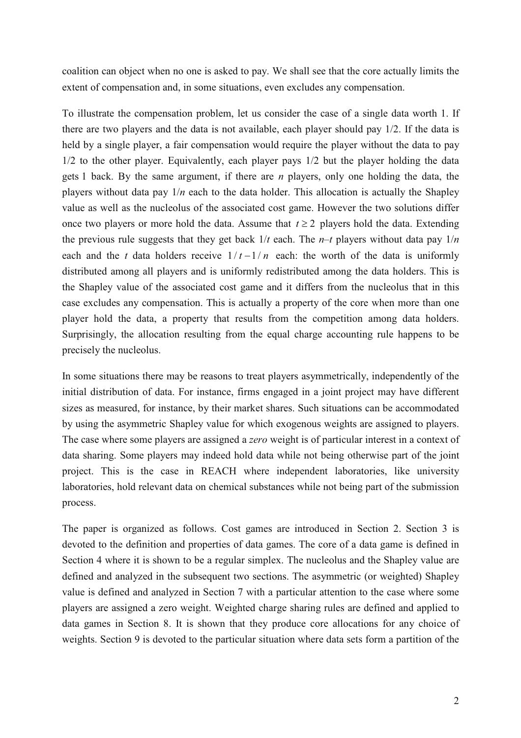coalition can object when no one is asked to pay. We shall see that the core actually limits the extent of compensation and, in some situations, even excludes any compensation.

To illustrate the compensation problem, let us consider the case of a single data worth 1. If there are two players and the data is not available, each player should pay 1/2. If the data is held by a single player, a fair compensation would require the player without the data to pay 1/2 to the other player. Equivalently, each player pays 1/2 but the player holding the data gets 1 back. By the same argument, if there are $n$ players, only one holding the data, the players without data pay $1/n$ each to the data holder. This allocation is actually the Shapley value as well as the nucleolus of the associated cost game. However the two solutions differ once two players or more hold the data. Assume that $t \geq 2$ players hold the data. Extending the previous rule suggests that they get back $1/t$ each. The $n$–$t$ players without data pay $1/n$ each and the $t$ data holders receive $1/t - 1/n$ each: the worth of the data is uniformly distributed among all players and is uniformly redistributed among the data holders. This is the Shapley value of the associated cost game and it differs from the nucleolus that in this case excludes any compensation. This is actually a property of the core when more than one player hold the data, a property that results from the competition among data holders. Surprisingly, the allocation resulting from the equal charge accounting rule happens to be precisely the nucleolus.

In some situations there may be reasons to treat players asymmetrically, independently of the initial distribution of data. For instance, firms engaged in a joint project may have different sizes as measured, for instance, by their market shares. Such situations can be accommodated by using the asymmetric Shapley value for which exogenous weights are assigned to players. The case where some players are assigned a *zero* weight is of particular interest in a context of data sharing. Some players may indeed hold data while not being otherwise part of the joint project. This is the case in REACH where independent laboratories, like university laboratories, hold relevant data on chemical substances while not being part of the submission process.

The paper is organized as follows. Cost games are introduced in Section 2. Section 3 is devoted to the definition and properties of data games. The core of a data game is defined in Section 4 where it is shown to be a regular simplex. The nucleolus and the Shapley value are defined and analyzed in the subsequent two sections. The asymmetric (or weighted) Shapley value is defined and analyzed in Section 7 with a particular attention to the case where some players are assigned a zero weight. Weighted charge sharing rules are defined and applied to data games in Section 8. It is shown that they produce core allocations for any choice of weights. Section 9 is devoted to the particular situation where data sets form a partition of the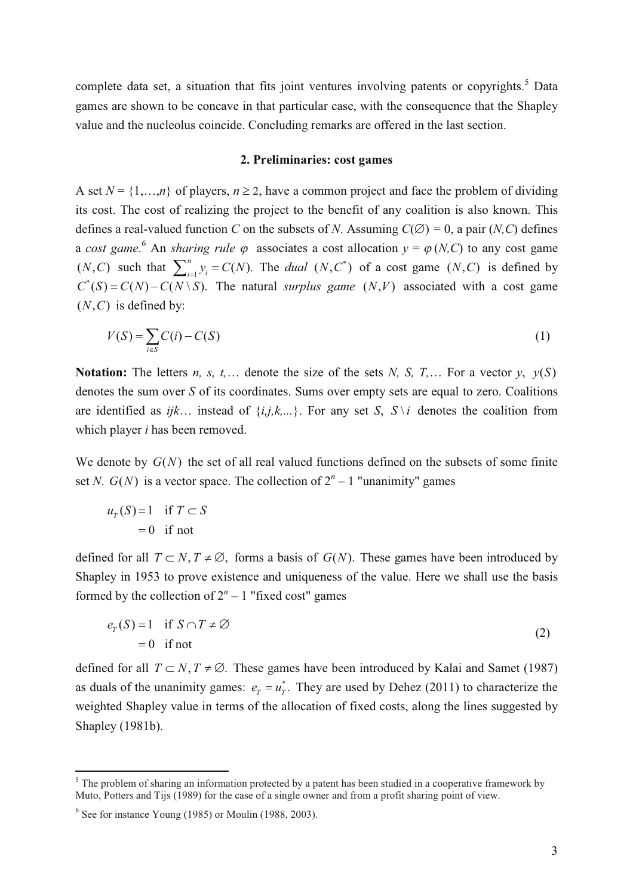complete data set, a situation that fits joint ventures involving patents or copyrights.[5] Data games are shown to be concave in that particular case, with the consequence that the Shapley value and the nucleolus coincide. Concluding remarks are offered in the last section.

## 2. Preliminaries: cost games

A set $N = \{1,\ldots,n\}$ of players, $n \geq 2$, have a common project and face the problem of dividing its cost. The cost of realizing the project to the benefit of any coalition is also known. This defines a real-valued function $C$ on the subsets of $N$. Assuming $C(\varnothing) = 0$, a pair $(N,C)$ defines a *cost game*.[6] An *sharing rule* $\varphi$ associates a cost allocation $y = \varphi(N,C)$ to any cost game $(N,C)$ such that $\sum_{i=1}^{n} y_i = C(N)$. The *dual* $(N,C^*)$ of a cost game $(N,C)$ is defined by $C^*(S) = C(N) - C(N \setminus S)$. The natural *surplus game* $(N,V)$ associated with a cost game $(N,C)$ is defined by:

$$V(S) = \sum_{i \in S} C(i) - C(S) \tag{1}$$

**Notation:** The letters *n, s, t,*… denote the size of the sets *N, S, T,*… For a vector $y$, $y(S)$ denotes the sum over $S$ of its coordinates. Sums over empty sets are equal to zero. Coalitions are identified as *ijk*… instead of $\{i,j,k,\ldots\}$. For any set $S$, $S \setminus i$ denotes the coalition from which player $i$ has been removed.

We denote by $G(N)$ the set of all real valued functions defined on the subsets of some finite set $N$. $G(N)$ is a vector space. The collection of $2^n - 1$ "unanimity" games

$$\begin{aligned} u_T(S) &= 1 \quad \text{if } T \subset S \\ &= 0 \quad \text{if not} \end{aligned}$$

defined for all $T \subset N, T \neq \varnothing$, forms a basis of $G(N)$. These games have been introduced by Shapley in 1953 to prove existence and uniqueness of the value. Here we shall use the basis formed by the collection of $2^n - 1$ "fixed cost" games

$$\begin{aligned} e_T(S) &= 1 \quad \text{if } S \cap T \neq \varnothing \\ &= 0 \quad \text{if not} \end{aligned} \tag{2}$$

defined for all $T \subset N, T \neq \varnothing$. These games have been introduced by Kalai and Samet (1987) as duals of the unanimity games: $e_T = u_T^*$. They are used by Dehez (2011) to characterize the weighted Shapley value in terms of the allocation of fixed costs, along the lines suggested by Shapley (1981b).

[5] The problem of sharing an information protected by a patent has been studied in a cooperative framework by Muto, Potters and Tijs (1989) for the case of a single owner and from a profit sharing point of view.

[6] See for instance Young (1985) or Moulin (1988, 2003).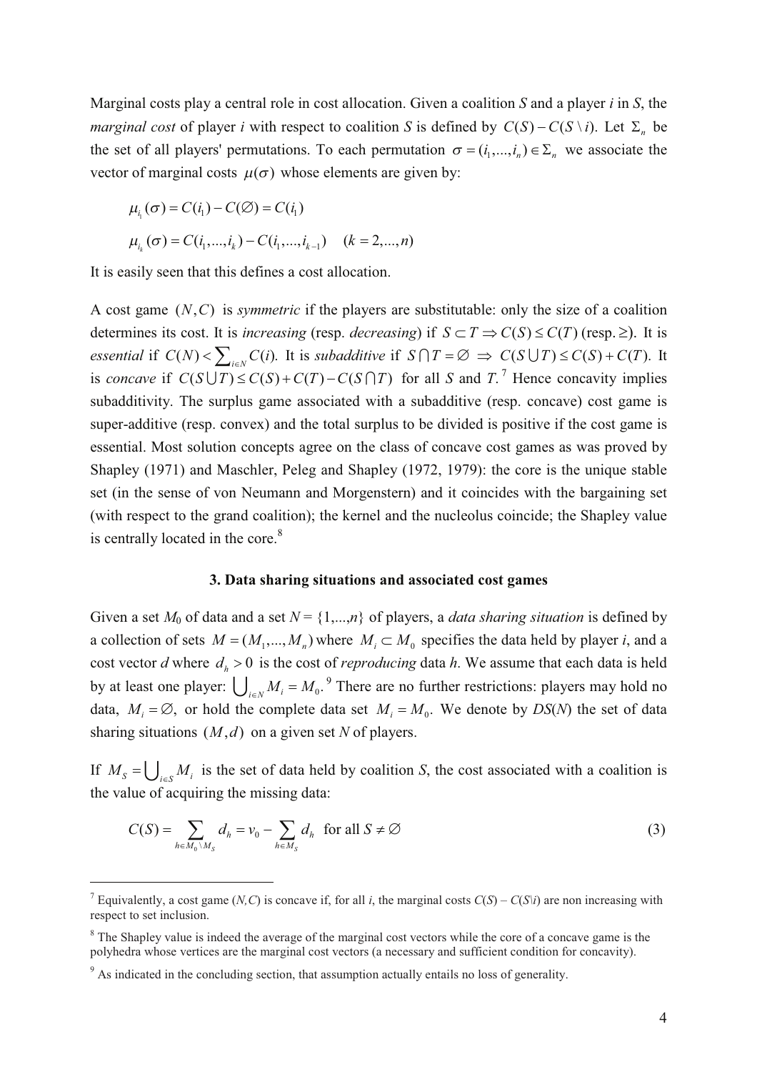Marginal costs play a central role in cost allocation. Given a coalition $S$ and a player $i$ in $S$, the *marginal cost* of player $i$ with respect to coalition $S$ is defined by $C(S) - C(S \setminus i)$. Let $\Sigma_n$ be the set of all players' permutations. To each permutation $\sigma = (i_1, ..., i_n) \in \Sigma_n$ we associate the vector of marginal costs $\mu(\sigma)$ whose elements are given by:

$$\mu_{i_1}(\sigma) = C(i_1) - C(\varnothing) = C(i_1)$$

$$\mu_{i_k}(\sigma) = C(i_1, ..., i_k) - C(i_1, ..., i_{k-1}) \quad (k = 2, ..., n)$$

It is easily seen that this defines a cost allocation.

A cost game $(N, C)$ is *symmetric* if the players are substitutable: only the size of a coalition determines its cost. It is *increasing* (resp. *decreasing*) if $S \subset T \Rightarrow C(S) \leq C(T)$ (resp. $\geq$). It is *essential* if $C(N) < \sum_{i \in N} C(i)$. It is *subadditive* if $S \cap T = \varnothing \;\Rightarrow\; C(S \cup T) \leq C(S) + C(T)$. It is *concave* if $C(S \cup T) \leq C(S) + C(T) - C(S \cap T)$ for all $S$ and $T$.[7] Hence concavity implies subadditivity. The surplus game associated with a subadditive (resp. concave) cost game is super-additive (resp. convex) and the total surplus to be divided is positive if the cost game is essential. Most solution concepts agree on the class of concave cost games as was proved by Shapley (1971) and Maschler, Peleg and Shapley (1972, 1979): the core is the unique stable set (in the sense of von Neumann and Morgenstern) and it coincides with the bargaining set (with respect to the grand coalition); the kernel and the nucleolus coincide; the Shapley value is centrally located in the core.[8]

### 3. Data sharing situations and associated cost games

Given a set $M_0$ of data and a set $N = \{1, ..., n\}$ of players, a *data sharing situation* is defined by a collection of sets $M = (M_1, ..., M_n)$ where $M_i \subset M_0$ specifies the data held by player $i$, and a cost vector $d$ where $d_h > 0$ is the cost of *reproducing* data $h$. We assume that each data is held by at least one player: $\bigcup_{i \in N} M_i = M_0$.[9] There are no further restrictions: players may hold no data, $M_i = \varnothing$, or hold the complete data set $M_i = M_0$. We denote by $DS(N)$ the set of data sharing situations $(M, d)$ on a given set $N$ of players.

If $M_S = \bigcup_{i \in S} M_i$ is the set of data held by coalition $S$, the cost associated with a coalition is the value of acquiring the missing data:

$$C(S) = \sum_{h \in M_0 \setminus M_S} d_h = v_0 - \sum_{h \in M_S} d_h \quad \text{for all } S \neq \varnothing \tag{3}$$

---

[7] Equivalently, a cost game $(N,C)$ is concave if, for all $i$, the marginal costs $C(S) - C(S \setminus i)$ are non increasing with respect to set inclusion.

[8] The Shapley value is indeed the average of the marginal cost vectors while the core of a concave game is the polyhedra whose vertices are the marginal cost vectors (a necessary and sufficient condition for concavity).

[9] As indicated in the concluding section, that assumption actually entails no loss of generality.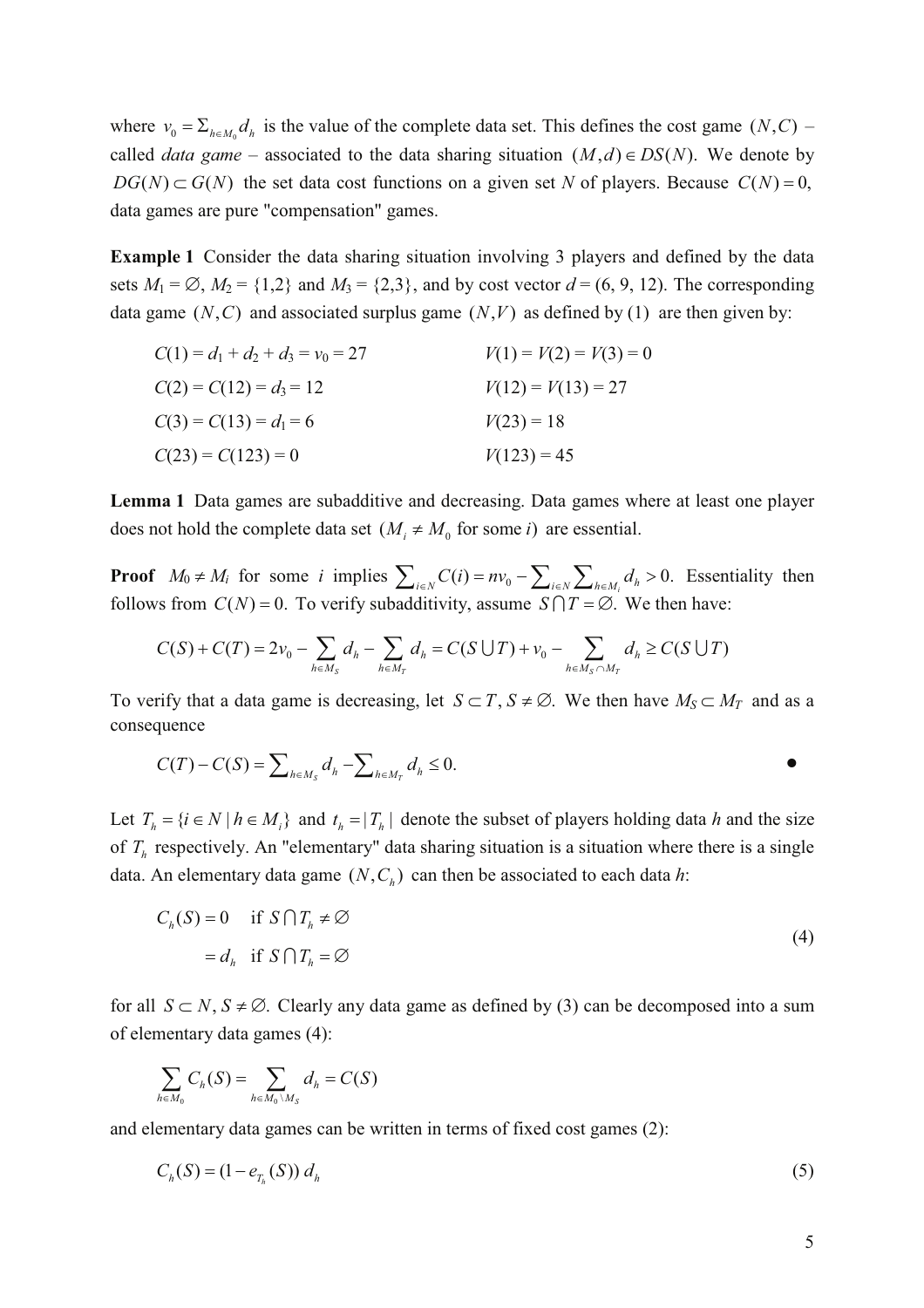where $v_0 = \Sigma_{h \in M_0} d_h$ is the value of the complete data set. This defines the cost game $(N,C)$ – called *data game* – associated to the data sharing situation $(M,d) \in DS(N)$. We denote by $DG(N) \subset G(N)$ the set data cost functions on a given set $N$ of players. Because $C(N) = 0$, data games are pure "compensation" games.

**Example 1** Consider the data sharing situation involving 3 players and defined by the data sets $M_1 = \varnothing$, $M_2 = \{1,2\}$ and $M_3 = \{2,3\}$, and by cost vector $d = (6, 9, 12)$. The corresponding data game $(N,C)$ and associated surplus game $(N,V)$ as defined by (1) are then given by:

| | |
|---|---|
| $C(1) = d_1 + d_2 + d_3 = v_0 = 27$ | $V(1) = V(2) = V(3) = 0$ |
| $C(2) = C(12) = d_3 = 12$ | $V(12) = V(13) = 27$ |
| $C(3) = C(13) = d_1 = 6$ | $V(23) = 18$ |
| $C(23) = C(123) = 0$ | $V(123) = 45$ |

**Lemma 1** Data games are subadditive and decreasing. Data games where at least one player does not hold the complete data set $(M_i \neq M_0$ for some $i)$ are essential.

**Proof** $M_0 \neq M_i$ for some $i$ implies $\sum_{i \in N} C(i) = nv_0 - \sum_{i \in N} \sum_{h \in M_i} d_h > 0$. Essentiality then follows from $C(N) = 0$. To verify subadditivity, assume $S \bigcap T = \varnothing$. We then have:

$$C(S) + C(T) = 2v_0 - \sum_{h \in M_S} d_h - \sum_{h \in M_T} d_h = C(S \bigcup T) + v_0 - \sum_{h \in M_S \cap M_T} d_h \geq C(S \bigcup T)$$

To verify that a data game is decreasing, let $S \subset T, S \neq \varnothing$. We then have $M_S \subset M_T$ and as a consequence

$$C(T) - C(S) = \sum_{h \in M_S} d_h - \sum_{h \in M_T} d_h \leq 0. \qquad \bullet$$

Let $T_h = \{i \in N \mid h \in M_i\}$ and $t_h = |T_h|$ denote the subset of players holding data $h$ and the size of $T_h$ respectively. An "elementary" data sharing situation is a situation where there is a single data. An elementary data game $(N, C_h)$ can then be associated to each data $h$:

$$\begin{aligned} C_h(S) &= 0 \quad \text{if } S \bigcap T_h \neq \varnothing \\ &= d_h \quad \text{if } S \bigcap T_h = \varnothing \end{aligned} \tag{4}$$

for all $S \subset N, S \neq \varnothing$. Clearly any data game as defined by (3) can be decomposed into a sum of elementary data games (4):

$$\sum_{h \in M_0} C_h(S) = \sum_{h \in M_0 \setminus M_S} d_h = C(S)$$

and elementary data games can be written in terms of fixed cost games (2):

$$C_h(S) = (1 - e_{T_h}(S))\, d_h \tag{5}$$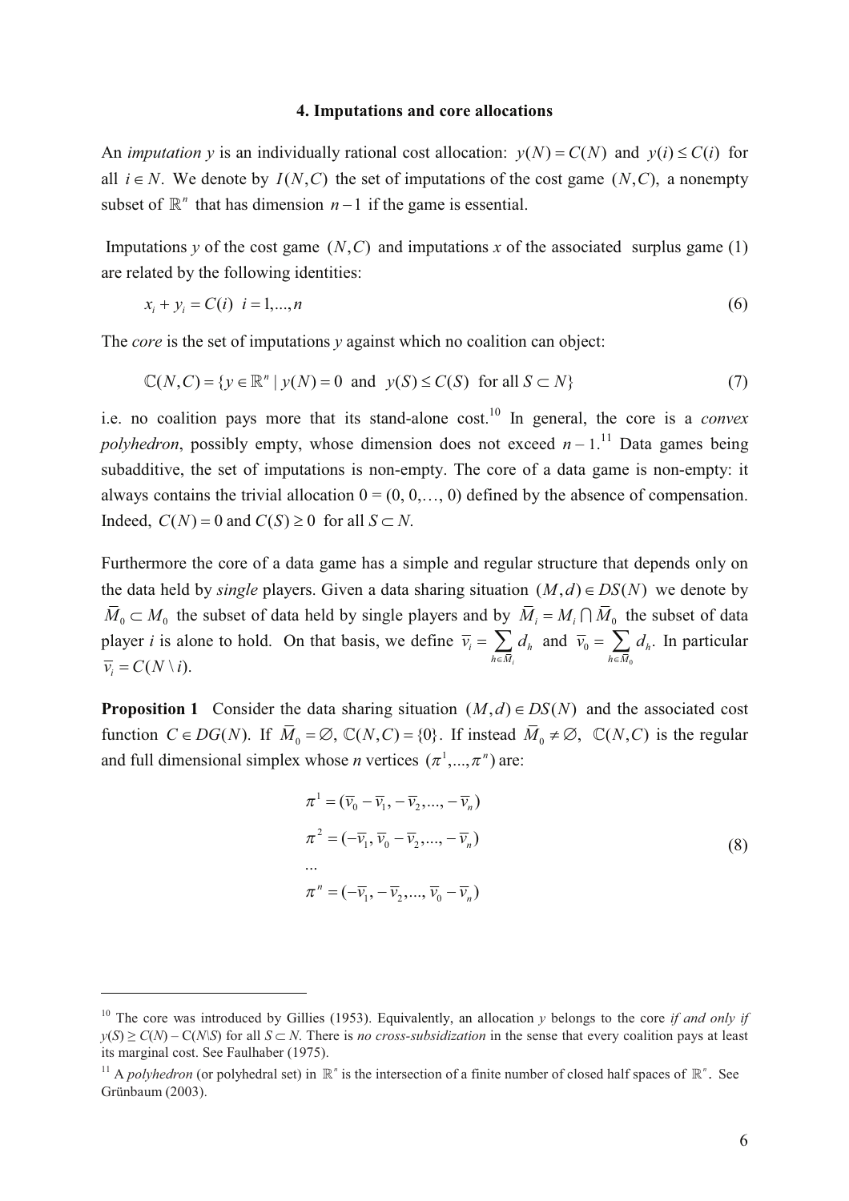### 4. Imputations and core allocations

An *imputation* $y$ is an individually rational cost allocation: $y(N) = C(N)$ and $y(i) \leq C(i)$ for all $i \in N$. We denote by $I(N,C)$ the set of imputations of the cost game $(N,C)$, a nonempty subset of $\mathbb{R}^n$ that has dimension $n-1$ if the game is essential.

Imputations $y$ of the cost game $(N,C)$ and imputations $x$ of the associated surplus game (1) are related by the following identities:

$$x_i + y_i = C(i) \quad i = 1,...,n \tag{6}$$

The *core* is the set of imputations $y$ against which no coalition can object:

$$\mathbb{C}(N,C) = \{y \in \mathbb{R}^n \mid y(N) = 0 \text{ and } y(S) \leq C(S) \text{ for all } S \subset N\} \tag{7}$$

i.e. no coalition pays more that its stand-alone cost.[10] In general, the core is a *convex polyhedron*, possibly empty, whose dimension does not exceed $n - 1$.[11] Data games being subadditive, the set of imputations is non-empty. The core of a data game is non-empty: it always contains the trivial allocation $0 = (0, 0,\ldots, 0)$ defined by the absence of compensation. Indeed, $C(N) = 0$ and $C(S) \geq 0$ for all $S \subset N$.

Furthermore the core of a data game has a simple and regular structure that depends only on the data held by *single* players. Given a data sharing situation $(M,d) \in DS(N)$ we denote by $\overline{M}_0 \subset M_0$ the subset of data held by single players and by $\overline{M}_i = M_i \cap \overline{M}_0$ the subset of data player $i$ is alone to hold. On that basis, we define $\overline{v}_i = \sum_{h \in \overline{M}_i} d_h$ and $\overline{v}_0 = \sum_{h \in \overline{M}_0} d_h$. In particular $\overline{v}_i = C(N \setminus i)$.

**Proposition 1** Consider the data sharing situation $(M,d) \in DS(N)$ and the associated cost function $C \in DG(N)$. If $\overline{M}_0 = \varnothing$, $\mathbb{C}(N,C) = \{0\}$. If instead $\overline{M}_0 \neq \varnothing$, $\mathbb{C}(N,C)$ is the regular and full dimensional simplex whose $n$ vertices $(\pi^1,...,\pi^n)$ are:

$$\begin{aligned}
\pi^1 &= (\overline{v}_0 - \overline{v}_1, -\overline{v}_2, ..., -\overline{v}_n) \\
\pi^2 &= (-\overline{v}_1, \overline{v}_0 - \overline{v}_2, ..., -\overline{v}_n) \\
&\ldots \\
\pi^n &= (-\overline{v}_1, -\overline{v}_2, ..., \overline{v}_0 - \overline{v}_n)
\end{aligned} \tag{8}$$

---

[10] The core was introduced by Gillies (1953). Equivalently, an allocation $y$ belongs to the core *if and only if* $y(S) \geq C(N) - C(N \setminus S)$ for all $S \subset N$. There is *no cross-subsidization* in the sense that every coalition pays at least its marginal cost. See Faulhaber (1975).

[11] A *polyhedron* (or polyhedral set) in $\mathbb{R}^n$ is the intersection of a finite number of closed half spaces of $\mathbb{R}^n$. See Grünbaum (2003).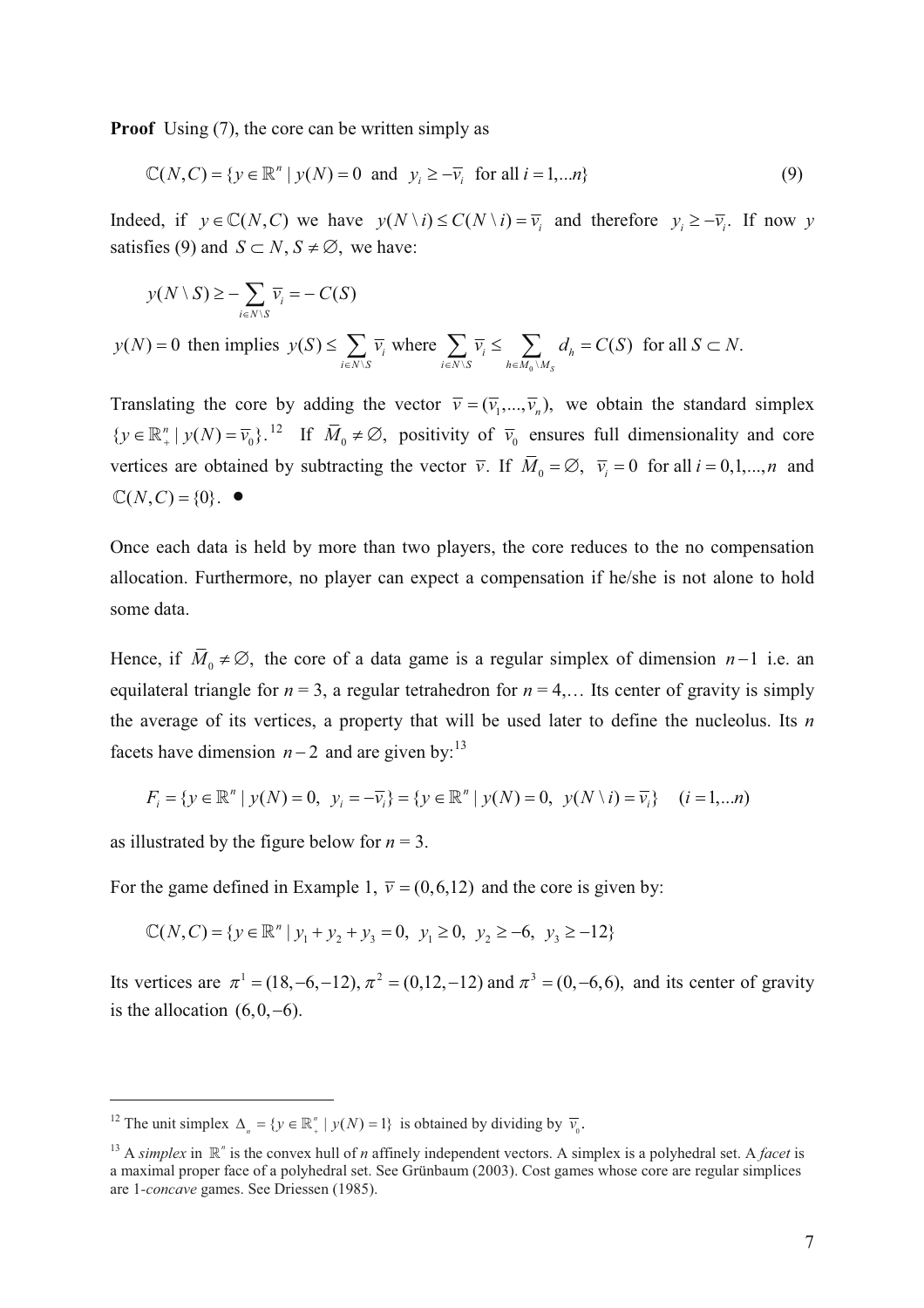**Proof** Using (7), the core can be written simply as

$$\mathbb{C}(N,C) = \{y \in \mathbb{R}^n \mid y(N) = 0 \text{ and } y_i \geq -\overline{v}_i \text{ for all } i = 1,...n\} \tag{9}$$

Indeed, if $y \in \mathbb{C}(N,C)$ we have $y(N \setminus i) \leq C(N \setminus i) = \overline{v}_i$ and therefore $y_i \geq -\overline{v}_i$. If now $y$ satisfies (9) and $S \subset N, S \neq \varnothing$, we have:

$$y(N \setminus S) \geq -\sum_{i \in N \setminus S} \overline{v}_i = -C(S)$$

$y(N) = 0$ then implies $y(S) \leq \sum_{i \in N \setminus S} \overline{v}_i$ where $\sum_{i \in N \setminus S} \overline{v}_i \leq \sum_{h \in M_0 \setminus M_S} d_h = C(S)$ for all $S \subset N$.

Translating the core by adding the vector $\overline{v} = (\overline{v}_1, ..., \overline{v}_n)$, we obtain the standard simplex $\{y \in \mathbb{R}^n_+ \mid y(N) = \overline{v}_0\}$.[12] If $\overline{M}_0 \neq \varnothing$, positivity of $\overline{v}_0$ ensures full dimensionality and core vertices are obtained by subtracting the vector $\overline{v}$. If $\overline{M}_0 = \varnothing$, $\overline{v}_i = 0$ for all $i = 0,1,...,n$ and $\mathbb{C}(N,C) = \{0\}$. ●

Once each data is held by more than two players, the core reduces to the no compensation allocation. Furthermore, no player can expect a compensation if he/she is not alone to hold some data.

Hence, if $\overline{M}_0 \neq \varnothing$, the core of a data game is a regular simplex of dimension $n-1$ i.e. an equilateral triangle for $n = 3$, a regular tetrahedron for $n = 4$,… Its center of gravity is simply the average of its vertices, a property that will be used later to define the nucleolus. Its $n$ facets have dimension $n-2$ and are given by:[13]

$$F_i = \{y \in \mathbb{R}^n \mid y(N) = 0, \ y_i = -\overline{v}_i\} = \{y \in \mathbb{R}^n \mid y(N) = 0, \ y(N \setminus i) = \overline{v}_i\} \quad (i = 1,...n)$$

as illustrated by the figure below for $n = 3$.

For the game defined in Example 1, $\overline{v} = (0,6,12)$ and the core is given by:

$$\mathbb{C}(N,C) = \{y \in \mathbb{R}^n \mid y_1 + y_2 + y_3 = 0, \ y_1 \geq 0, \ y_2 \geq -6, \ y_3 \geq -12\}$$

Its vertices are $\pi^1 = (18,-6,-12), \pi^2 = (0,12,-12)$ and $\pi^3 = (0,-6,6)$, and its center of gravity is the allocation $(6,0,-6)$.

---

[12] The unit simplex $\Delta_n = \{y \in \mathbb{R}^n_+ \mid y(N) = 1\}$ is obtained by dividing by $\overline{v}_0$.

[13] A *simplex* in $\mathbb{R}^n$ is the convex hull of $n$ affinely independent vectors. A simplex is a polyhedral set. A *facet* is a maximal proper face of a polyhedral set. See Grünbaum (2003). Cost games whose core are regular simplices are *1-concave* games. See Driessen (1985).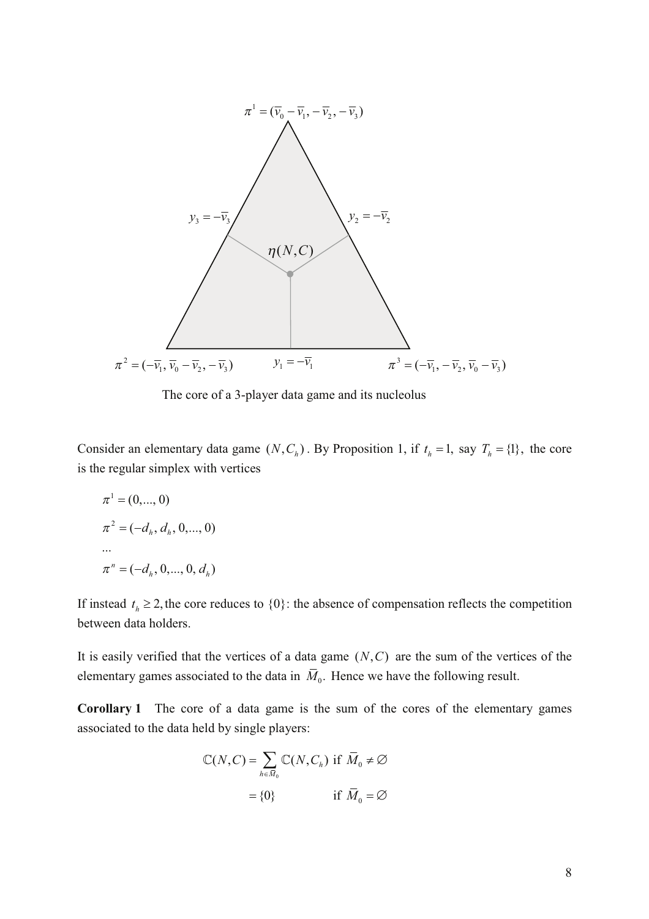$\pi^1 = (\bar{v}_0 - \bar{v}_1, -\bar{v}_2, -\bar{v}_3)$

$y_3 = -\bar{v}_3$

$y_2 = -\bar{v}_2$

$\eta(N, C)$

$\pi^2 = (-\bar{v}_1, \bar{v}_0 - \bar{v}_2, -\bar{v}_3)$

$y_1 = -\bar{v}_1$

$\pi^3 = (-\bar{v}_1, -\bar{v}_2, \bar{v}_0 - \bar{v}_3)$

The core of a 3-player data game and its nucleolus

Consider an elementary data game $(N, C_h)$. By Proposition 1, if $t_h = 1$, say $T_h = \{1\}$, the core is the regular simplex with vertices

$$\pi^1 = (0, ..., 0)$$

$$\pi^2 = (-d_h, d_h, 0, ..., 0)$$

...

$$\pi^n = (-d_h, 0, ..., 0, d_h)$$

If instead $t_h \geq 2$, the core reduces to $\{0\}$: the absence of compensation reflects the competition between data holders.

It is easily verified that the vertices of a data game $(N, C)$ are the sum of the vertices of the elementary games associated to the data in $\bar{M}_0$. Hence we have the following result.

**Corollary 1** The core of a data game is the sum of the cores of the elementary games associated to the data held by single players:

$$\mathbb{C}(N, C) = \sum_{h \in \bar{M}_0} \mathbb{C}(N, C_h) \text{ if } \bar{M}_0 \neq \varnothing$$

$$= \{0\} \qquad \text{if } \bar{M}_0 = \varnothing$$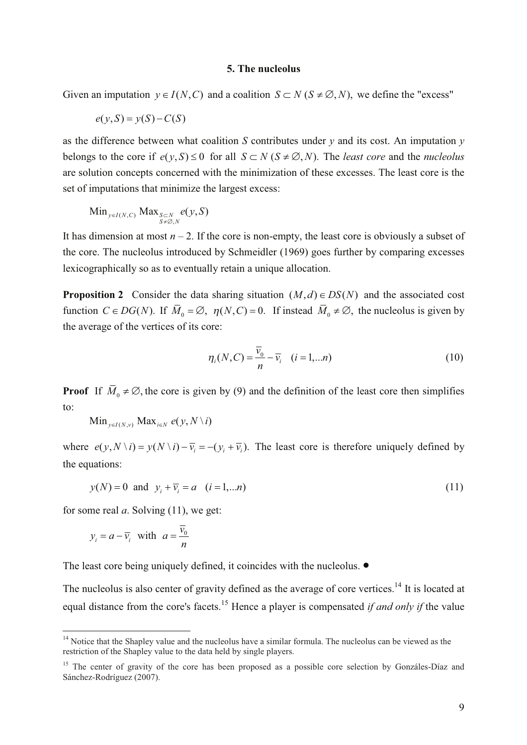### 5. The nucleolus

Given an imputation $y \in I(N,C)$ and a coalition $S \subset N$ $(S \neq \emptyset, N)$, we define the "excess"

$$e(y,S) = y(S) - C(S)$$

as the difference between what coalition $S$ contributes under $y$ and its cost. An imputation $y$ belongs to the core if $e(y,S) \leq 0$ for all $S \subset N$ $(S \neq \emptyset, N)$. The *least core* and the *nucleolus* are solution concepts concerned with the minimization of these excesses. The least core is the set of imputations that minimize the largest excess:

$$\text{Min}_{y \in I(N,C)} \text{Max}_{\substack{S \subset N \\ S \neq \emptyset, N}} e(y,S)$$

It has dimension at most $n-2$. If the core is non-empty, the least core is obviously a subset of the core. The nucleolus introduced by Schmeidler (1969) goes further by comparing excesses lexicographically so as to eventually retain a unique allocation.

**Proposition 2** Consider the data sharing situation $(M,d) \in DS(N)$ and the associated cost function $C \in DG(N)$. If $\overline{M}_0 = \emptyset$, $\eta(N,C) = 0$. If instead $\overline{M}_0 \neq \emptyset$, the nucleolus is given by the average of the vertices of its core:

$$\eta_i(N,C) = \frac{\overline{v}_0}{n} - \overline{v}_i \quad (i = 1,...n) \tag{10}$$

**Proof** If $\overline{M}_0 \neq \emptyset$, the core is given by (9) and the definition of the least core then simplifies to:

$$\text{Min}_{y \in I(N,v)} \text{Max}_{i \in N} e(y, N \setminus i)$$

where $e(y, N \setminus i) = y(N \setminus i) - \overline{v}_i = -(y_i + \overline{v}_i)$. The least core is therefore uniquely defined by the equations:

$$y(N) = 0 \text{ and } y_i + \overline{v}_i = a \quad (i = 1,...n) \tag{11}$$

for some real $a$. Solving (11), we get:

$$y_i = a - \overline{v}_i \text{ with } a = \frac{\overline{v}_0}{n}$$

The least core being uniquely defined, it coincides with the nucleolus. ●

The nucleolus is also center of gravity defined as the average of core vertices.[14] It is located at equal distance from the core's facets.[15] Hence a player is compensated *if and only if* the value

[14] Notice that the Shapley value and the nucleolus have a similar formula. The nucleolus can be viewed as the restriction of the Shapley value to the data held by single players.

[15] The center of gravity of the core has been proposed as a possible core selection by Gonzáles-Díaz and Sánchez-Rodríguez (2007).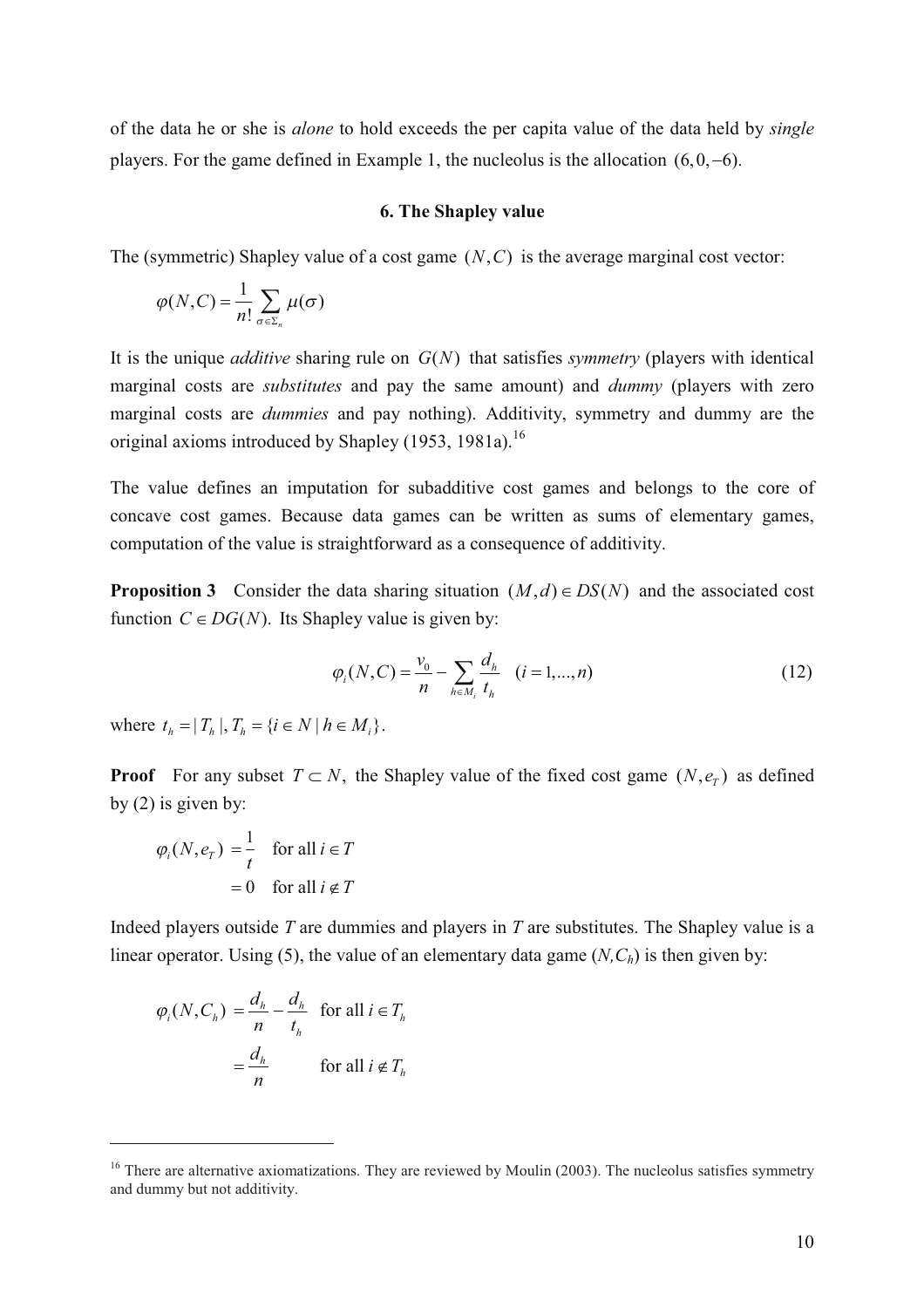of the data he or she is *alone* to hold exceeds the per capita value of the data held by *single* players. For the game defined in Example 1, the nucleolus is the allocation $(6, 0, -6)$.

### 6. The Shapley value

The (symmetric) Shapley value of a cost game $(N, C)$ is the average marginal cost vector:

$$\varphi(N, C) = \frac{1}{n!} \sum_{\sigma \in \Sigma_n} \mu(\sigma)$$

It is the unique *additive* sharing rule on $G(N)$ that satisfies *symmetry* (players with identical marginal costs are *substitutes* and pay the same amount) and *dummy* (players with zero marginal costs are *dummies* and pay nothing). Additivity, symmetry and dummy are the original axioms introduced by Shapley (1953, 1981a).[16]

The value defines an imputation for subadditive cost games and belongs to the core of concave cost games. Because data games can be written as sums of elementary games, computation of the value is straightforward as a consequence of additivity.

**Proposition 3** Consider the data sharing situation $(M, d) \in DS(N)$ and the associated cost function $C \in DG(N)$. Its Shapley value is given by:

$$\varphi_i(N, C) = \frac{v_0}{n} - \sum_{h \in M_i} \frac{d_h}{t_h} \quad (i = 1, ..., n) \tag{12}$$

where $t_h = |T_h|, T_h = \{i \in N \mid h \in M_i\}$.

**Proof** For any subset $T \subset N$, the Shapley value of the fixed cost game $(N, e_T)$ as defined by (2) is given by:

$$\begin{aligned} \varphi_i(N, e_T) &= \frac{1}{t} \quad \text{for all } i \in T \\ &= 0 \quad \text{for all } i \notin T \end{aligned}$$

Indeed players outside *T* are dummies and players in *T* are substitutes. The Shapley value is a linear operator. Using (5), the value of an elementary data game $(N, C_h)$ is then given by:

$$\begin{aligned} \varphi_i(N, C_h) &= \frac{d_h}{n} - \frac{d_h}{t_h} \quad \text{for all } i \in T_h \\ &= \frac{d_h}{n} \qquad\quad \text{for all } i \notin T_h \end{aligned}$$

[16] There are alternative axiomatizations. They are reviewed by Moulin (2003). The nucleolus satisfies symmetry and dummy but not additivity.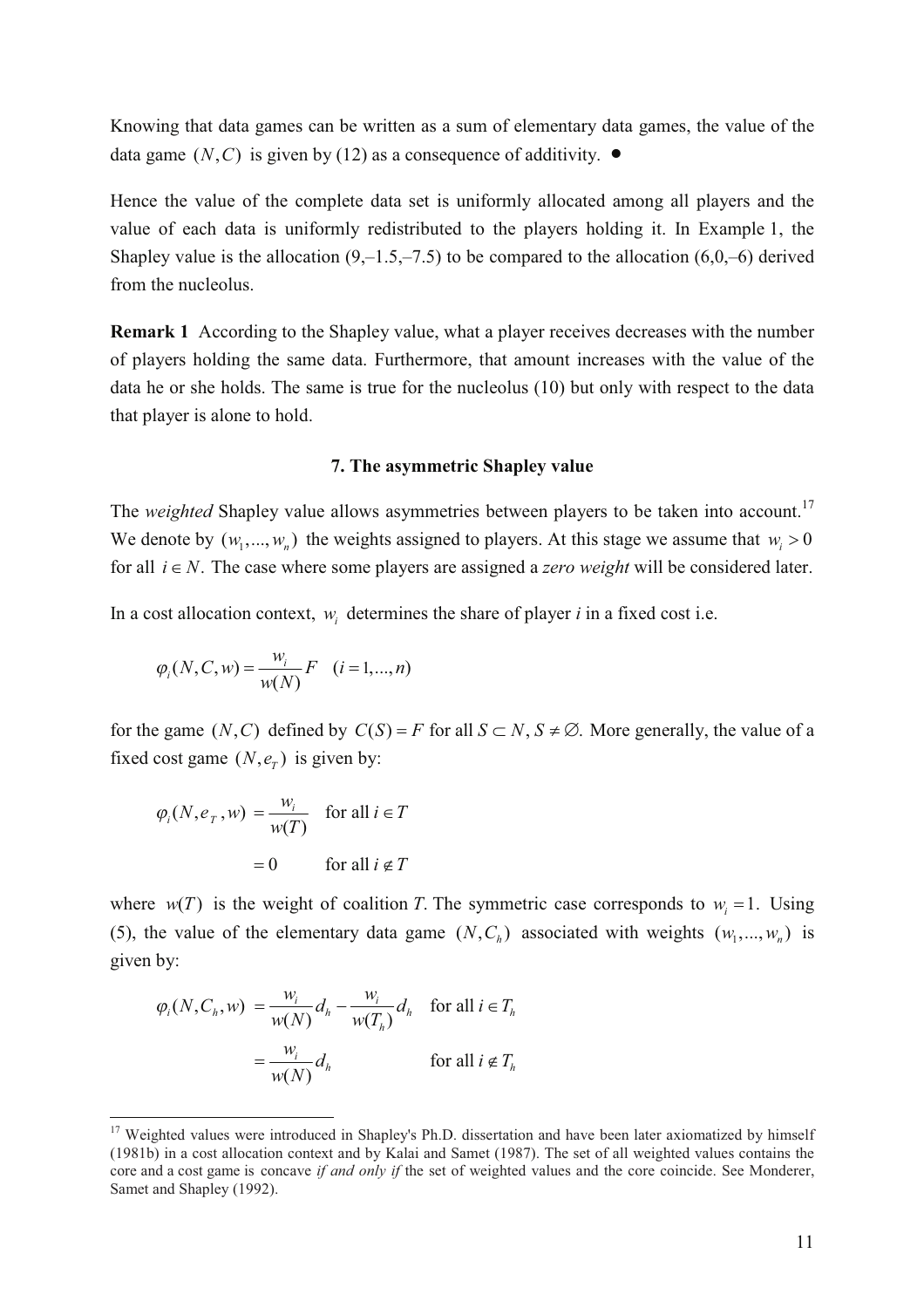Knowing that data games can be written as a sum of elementary data games, the value of the data game $(N, C)$ is given by (12) as a consequence of additivity. ●

Hence the value of the complete data set is uniformly allocated among all players and the value of each data is uniformly redistributed to the players holding it. In Example 1, the Shapley value is the allocation (9,–1.5,–7.5) to be compared to the allocation (6,0,–6) derived from the nucleolus.

**Remark 1** According to the Shapley value, what a player receives decreases with the number of players holding the same data. Furthermore, that amount increases with the value of the data he or she holds. The same is true for the nucleolus (10) but only with respect to the data that player is alone to hold.

### 7. The asymmetric Shapley value

The *weighted* Shapley value allows asymmetries between players to be taken into account.[17] We denote by $(w_1,...,w_n)$ the weights assigned to players. At this stage we assume that $w_i > 0$ for all $i \in N$. The case where some players are assigned a *zero weight* will be considered later.

In a cost allocation context, $w_i$ determines the share of player *i* in a fixed cost i.e.

$$\varphi_i(N, C, w) = \frac{w_i}{w(N)} F \quad (i = 1,...,n)$$

for the game $(N, C)$ defined by $C(S) = F$ for all $S \subset N, S \neq \varnothing$. More generally, the value of a fixed cost game $(N, e_T)$ is given by:

$$\begin{aligned} \varphi_i(N, e_T, w) &= \frac{w_i}{w(T)} \quad \text{for all } i \in T \\ &= 0 \qquad\quad \text{for all } i \notin T \end{aligned}$$

where $w(T)$ is the weight of coalition *T*. The symmetric case corresponds to $w_i = 1$. Using (5), the value of the elementary data game $(N, C_h)$ associated with weights $(w_1,...,w_n)$ is given by:

$$\begin{aligned} \varphi_i(N, C_h, w) &= \frac{w_i}{w(N)} d_h - \frac{w_i}{w(T_h)} d_h \quad \text{for all } i \in T_h \\ &= \frac{w_i}{w(N)} d_h \qquad\qquad\qquad \text{for all } i \notin T_h \end{aligned}$$

---

[17] Weighted values were introduced in Shapley's Ph.D. dissertation and have been later axiomatized by himself (1981b) in a cost allocation context and by Kalai and Samet (1987). The set of all weighted values contains the core and a cost game is concave *if and only if* the set of weighted values and the core coincide. See Monderer, Samet and Shapley (1992).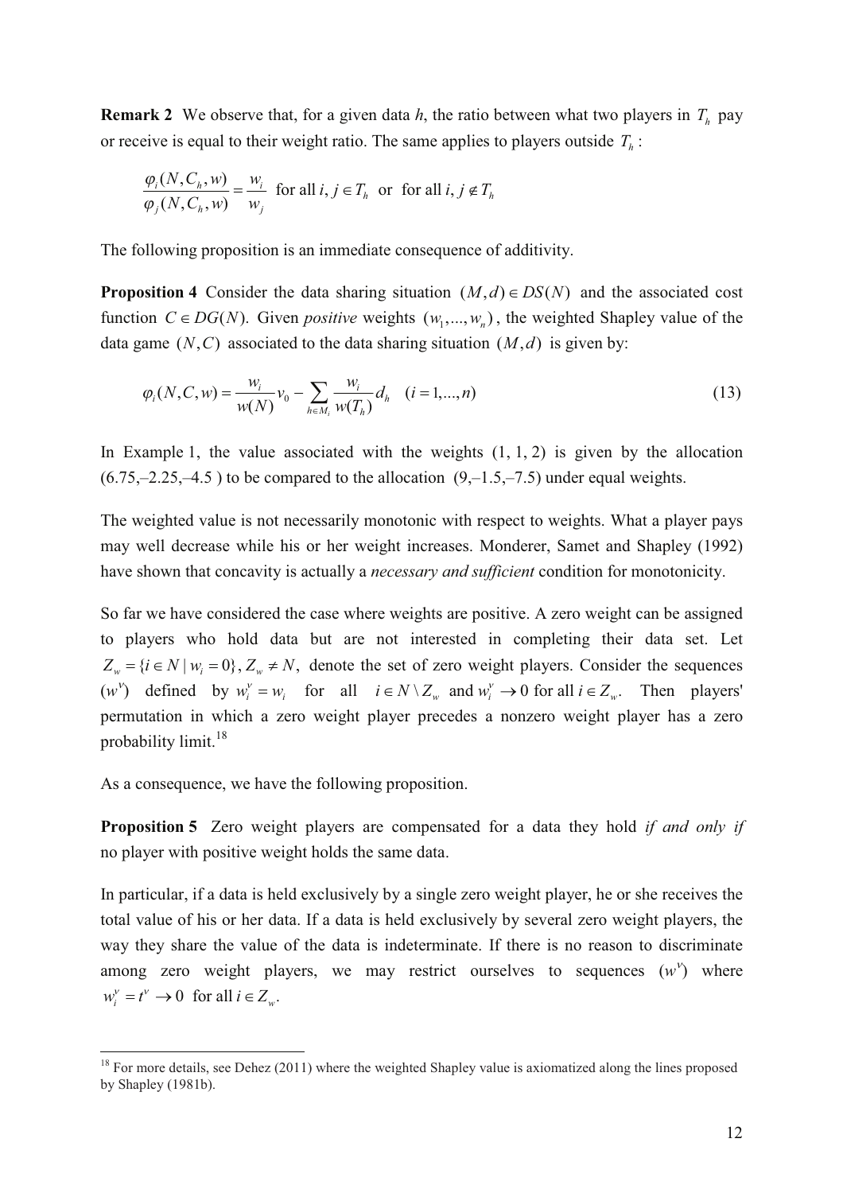**Remark 2** We observe that, for a given data $h$, the ratio between what two players in $T_h$ pay or receive is equal to their weight ratio. The same applies to players outside $T_h$:

$$\frac{\varphi_i(N, C_h, w)}{\varphi_j(N, C_h, w)} = \frac{w_i}{w_j} \text{ for all } i, j \in T_h \text{ or for all } i, j \notin T_h$$

The following proposition is an immediate consequence of additivity.

**Proposition 4** Consider the data sharing situation $(M,d) \in DS(N)$ and the associated cost function $C \in DG(N)$. Given *positive* weights $(w_1,...,w_n)$, the weighted Shapley value of the data game $(N,C)$ associated to the data sharing situation $(M,d)$ is given by:

$$\varphi_i(N,C,w) = \frac{w_i}{w(N)} v_0 - \sum_{h \in M_i} \frac{w_i}{w(T_h)} d_h \quad (i = 1,...,n) \tag{13}$$

In Example 1, the value associated with the weights (1, 1, 2) is given by the allocation (6.75,–2.25,–4.5 ) to be compared to the allocation (9,–1.5,–7.5) under equal weights.

The weighted value is not necessarily monotonic with respect to weights. What a player pays may well decrease while his or her weight increases. Monderer, Samet and Shapley (1992) have shown that concavity is actually a *necessary and sufficient* condition for monotonicity.

So far we have considered the case where weights are positive. A zero weight can be assigned to players who hold data but are not interested in completing their data set. Let $Z_w = \{i \in N \mid w_i = 0\}, Z_w \neq N$, denote the set of zero weight players. Consider the sequences $(w^v)$ defined by $w_i^v = w_i$ for all $i \in N \setminus Z_w$ and $w_i^v \to 0$ for all $i \in Z_w$. Then players' permutation in which a zero weight player precedes a nonzero weight player has a zero probability limit.[18]

As a consequence, we have the following proposition.

**Proposition 5** Zero weight players are compensated for a data they hold *if and only if* no player with positive weight holds the same data.

In particular, if a data is held exclusively by a single zero weight player, he or she receives the total value of his or her data. If a data is held exclusively by several zero weight players, the way they share the value of the data is indeterminate. If there is no reason to discriminate among zero weight players, we may restrict ourselves to sequences $(w^v)$ where $w_i^v = t^v \to 0$ for all $i \in Z_w$.

---

[18] For more details, see Dehez (2011) where the weighted Shapley value is axiomatized along the lines proposed by Shapley (1981b).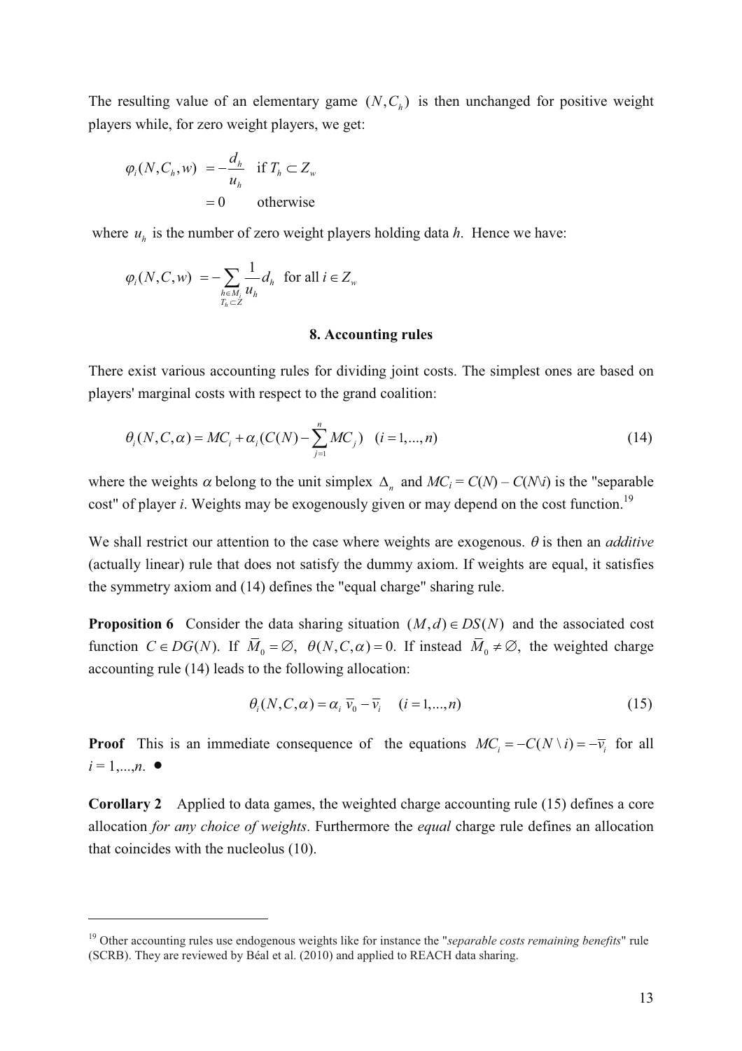The resulting value of an elementary game $(N, C_h)$ is then unchanged for positive weight players while, for zero weight players, we get:

$$\varphi_i(N, C_h, w) = -\frac{d_h}{u_h} \quad \text{if } T_h \subset Z_w$$
$$= 0 \qquad \text{otherwise}$$

where $u_h$ is the number of zero weight players holding data *h*. Hence we have:

$$\varphi_i(N, C, w) = -\sum_{\substack{h \in M_i \\ T_h \subset Z}} \frac{1}{u_h} d_h \quad \text{for all } i \in Z_w$$

## 8. Accounting rules

There exist various accounting rules for dividing joint costs. The simplest ones are based on players' marginal costs with respect to the grand coalition:

$$\theta_i(N, C, \alpha) = MC_i + \alpha_i (C(N) - \sum_{j=1}^{n} MC_j) \quad (i = 1, ..., n) \tag{14}$$

where the weights $\alpha$ belong to the unit simplex $\Delta_n$ and $MC_i = C(N) - C(N \backslash i)$ is the "separable cost" of player *i*. Weights may be exogenously given or may depend on the cost function.[19]

We shall restrict our attention to the case where weights are exogenous. $\theta$ is then an *additive* (actually linear) rule that does not satisfy the dummy axiom. If weights are equal, it satisfies the symmetry axiom and (14) defines the "equal charge" sharing rule.

**Proposition 6** Consider the data sharing situation $(M, d) \in DS(N)$ and the associated cost function $C \in DG(N)$. If $\overline{M}_0 = \varnothing$, $\theta(N, C, \alpha) = 0$. If instead $\overline{M}_0 \neq \varnothing$, the weighted charge accounting rule (14) leads to the following allocation:

$$\theta_i(N, C, \alpha) = \alpha_i \, \overline{v}_0 - \overline{v}_i \quad (i = 1, ..., n) \tag{15}$$

**Proof** This is an immediate consequence of the equations $MC_i = -C(N \setminus i) = -\overline{v}_i$ for all $i = 1, ..., n$. ●

**Corollary 2** Applied to data games, the weighted charge accounting rule (15) defines a core allocation *for any choice of weights*. Furthermore the *equal* charge rule defines an allocation that coincides with the nucleolus (10).

[19] Other accounting rules use endogenous weights like for instance the "*separable costs remaining benefits*" rule (SCRB). They are reviewed by Béal et al. (2010) and applied to REACH data sharing.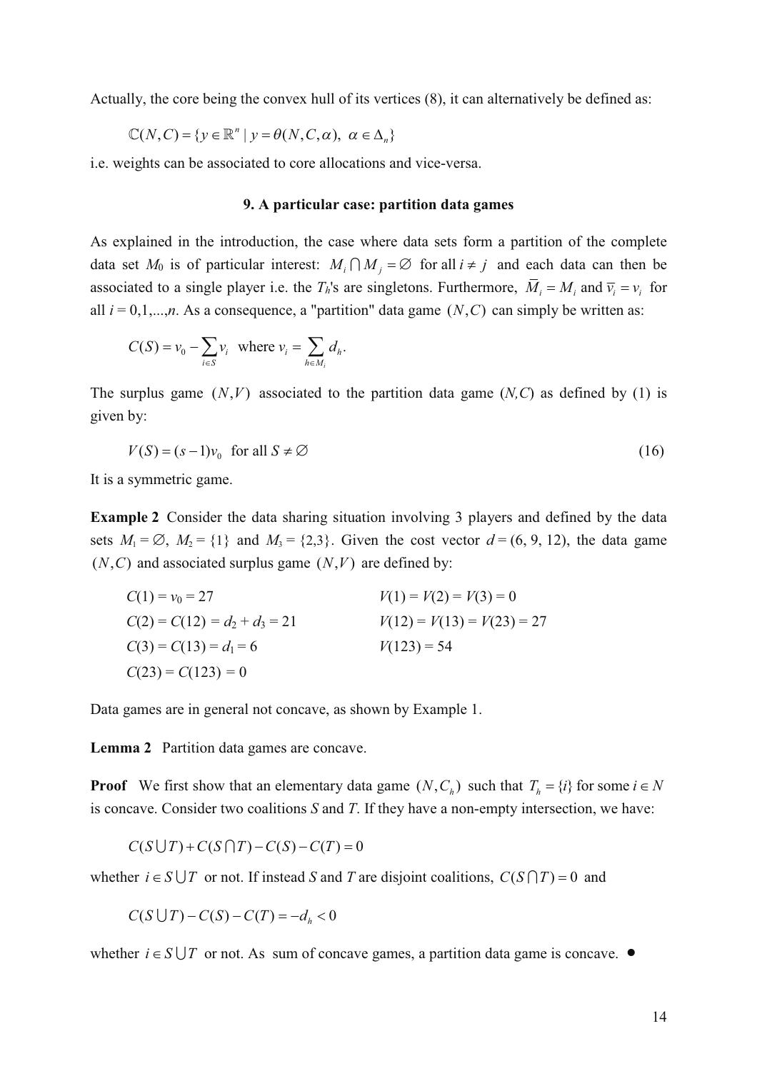Actually, the core being the convex hull of its vertices (8), it can alternatively be defined as:

$$\mathbb{C}(N,C) = \{y \in \mathbb{R}^n \mid y = \theta(N,C,\alpha),\ \alpha \in \Delta_n\}$$

i.e. weights can be associated to core allocations and vice-versa.

### 9. A particular case: partition data games

As explained in the introduction, the case where data sets form a partition of the complete data set $M_0$ is of particular interest: $M_i \bigcap M_j = \varnothing$ for all $i \neq j$ and each data can then be associated to a single player i.e. the $T_h$'s are singletons. Furthermore, $\overline{M}_i = M_i$ and $\overline{v}_i = v_i$ for all $i = 0,1,...,n$. As a consequence, a "partition" data game $(N,C)$ can simply be written as:

$$C(S) = v_0 - \sum_{i \in S} v_i \quad \text{where } v_i = \sum_{h \in M_i} d_h.$$

The surplus game $(N,V)$ associated to the partition data game $(N,C)$ as defined by (1) is given by:

$$V(S) = (s-1)v_0 \quad \text{for all } S \neq \varnothing \tag{16}$$

It is a symmetric game.

**Example 2** Consider the data sharing situation involving 3 players and defined by the data sets $M_1 = \varnothing$, $M_2 = \{1\}$ and $M_3 = \{2,3\}$. Given the cost vector $d = (6, 9, 12)$, the data game $(N,C)$ and associated surplus game $(N,V)$ are defined by:

| | |
|---|---|
| $C(1) = v_0 = 27$ | $V(1) = V(2) = V(3) = 0$ |
| $C(2) = C(12) = d_2 + d_3 = 21$ | $V(12) = V(13) = V(23) = 27$ |
| $C(3) = C(13) = d_1 = 6$ | $V(123) = 54$ |
| $C(23) = C(123) = 0$ | |

Data games are in general not concave, as shown by Example 1.

**Lemma 2** Partition data games are concave.

**Proof** We first show that an elementary data game $(N,C_h)$ such that $T_h = \{i\}$ for some $i \in N$ is concave. Consider two coalitions $S$ and $T$. If they have a non-empty intersection, we have:

$$C(S \bigcup T) + C(S \bigcap T) - C(S) - C(T) = 0$$

whether $i \in S \bigcup T$ or not. If instead $S$ and $T$ are disjoint coalitions, $C(S \bigcap T) = 0$ and

$$C(S \bigcup T) - C(S) - C(T) = -d_h < 0$$

whether $i \in S \bigcup T$ or not. As sum of concave games, a partition data game is concave. •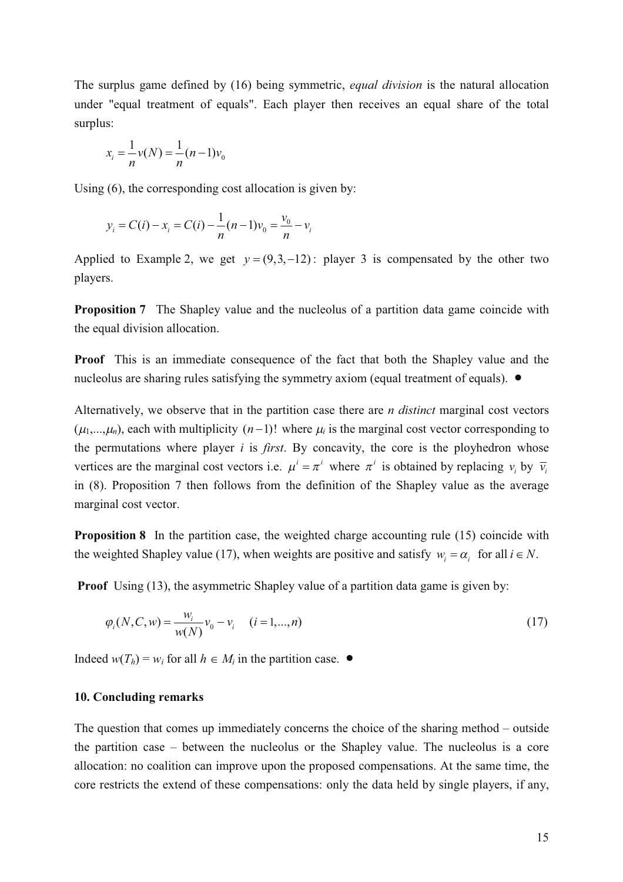The surplus game defined by (16) being symmetric, *equal division* is the natural allocation under "equal treatment of equals". Each player then receives an equal share of the total surplus:

$$x_i = \frac{1}{n}v(N) = \frac{1}{n}(n-1)v_0$$

Using (6), the corresponding cost allocation is given by:

$$y_i = C(i) - x_i = C(i) - \frac{1}{n}(n-1)v_0 = \frac{v_0}{n} - v_i$$

Applied to Example 2, we get $y = (9, 3, -12)$: player 3 is compensated by the other two players.

**Proposition 7** The Shapley value and the nucleolus of a partition data game coincide with the equal division allocation.

**Proof** This is an immediate consequence of the fact that both the Shapley value and the nucleolus are sharing rules satisfying the symmetry axiom (equal treatment of equals). ●

Alternatively, we observe that in the partition case there are *n distinct* marginal cost vectors ($\mu_1,\ldots,\mu_n$), each with multiplicity $(n-1)!$ where $\mu_i$ is the marginal cost vector corresponding to the permutations where player $i$ is *first*. By concavity, the core is the ployhedron whose vertices are the marginal cost vectors i.e. $\mu^i = \pi^i$ where $\pi^i$ is obtained by replacing $v_i$ by $\overline{v_i}$ in (8). Proposition 7 then follows from the definition of the Shapley value as the average marginal cost vector.

**Proposition 8** In the partition case, the weighted charge accounting rule (15) coincide with the weighted Shapley value (17), when weights are positive and satisfy $w_i = \alpha_i$ for all $i \in N$.

**Proof** Using (13), the asymmetric Shapley value of a partition data game is given by:

$$\varphi_i(N, C, w) = \frac{w_i}{w(N)}v_0 - v_i \quad (i = 1,\ldots,n) \tag{17}$$

Indeed $w(T_h) = w_i$ for all $h \in M_i$ in the partition case. ●

## 10. Concluding remarks

The question that comes up immediately concerns the choice of the sharing method – outside the partition case – between the nucleolus or the Shapley value. The nucleolus is a core allocation: no coalition can improve upon the proposed compensations. At the same time, the core restricts the extend of these compensations: only the data held by single players, if any,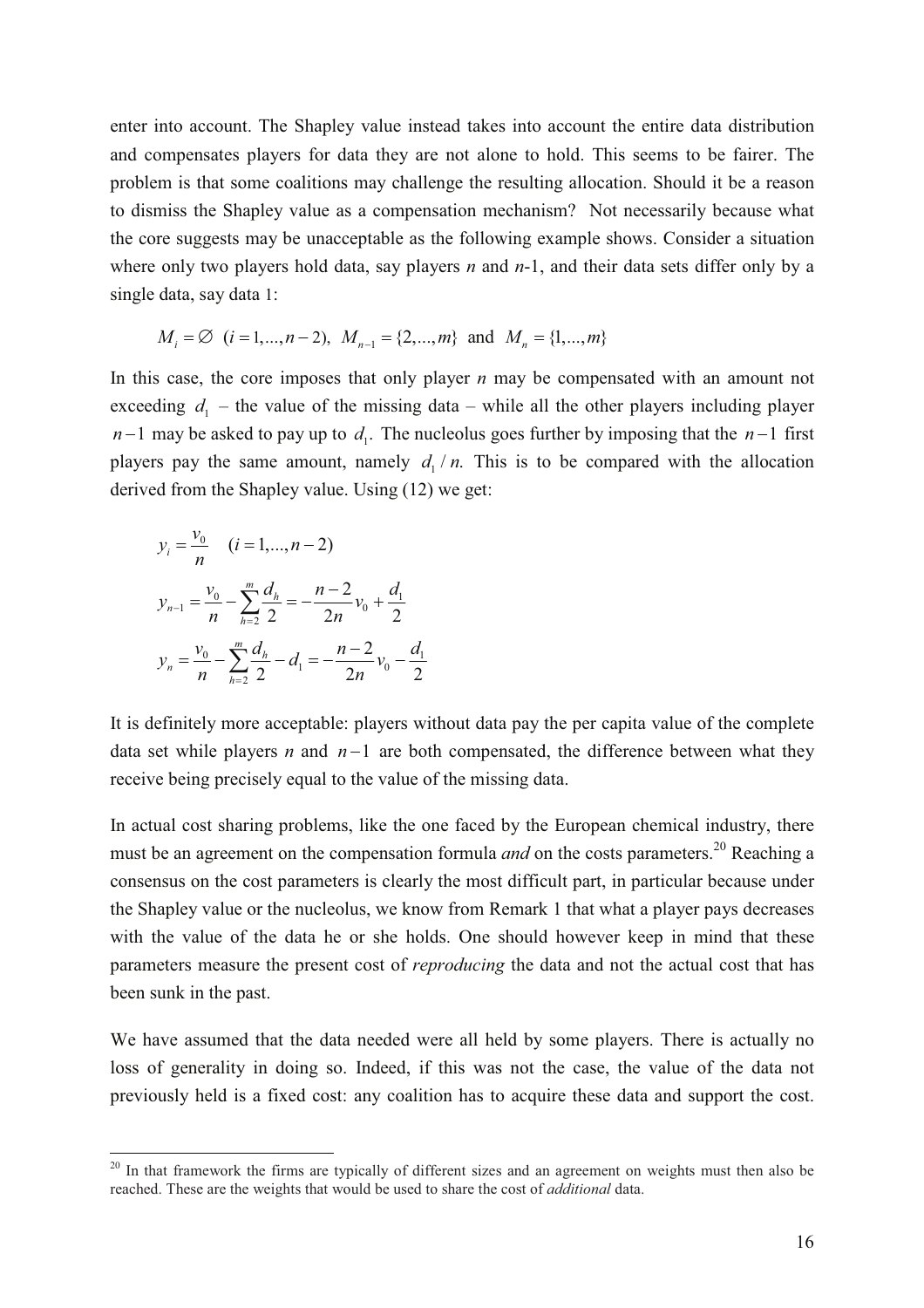enter into account. The Shapley value instead takes into account the entire data distribution and compensates players for data they are not alone to hold. This seems to be fairer. The problem is that some coalitions may challenge the resulting allocation. Should it be a reason to dismiss the Shapley value as a compensation mechanism? Not necessarily because what the core suggests may be unacceptable as the following example shows. Consider a situation where only two players hold data, say players $n$ and $n$-1, and their data sets differ only by a single data, say data 1:

$$M_i = \varnothing \ \ (i = 1,...,n-2), \ \ M_{n-1} = \{2,...,m\} \ \text{ and } \ M_n = \{1,...,m\}$$

In this case, the core imposes that only player $n$ may be compensated with an amount not exceeding $d_1$ – the value of the missing data – while all the other players including player $n-1$ may be asked to pay up to $d_1$. The nucleolus goes further by imposing that the $n-1$ first players pay the same amount, namely $d_1 / n$. This is to be compared with the allocation derived from the Shapley value. Using (12) we get:

$$y_i = \frac{v_0}{n} \quad (i = 1,...,n-2)$$

$$y_{n-1} = \frac{v_0}{n} - \sum_{h=2}^{m} \frac{d_h}{2} = -\frac{n-2}{2n} v_0 + \frac{d_1}{2}$$

$$y_n = \frac{v_0}{n} - \sum_{h=2}^{m} \frac{d_h}{2} - d_1 = -\frac{n-2}{2n} v_0 - \frac{d_1}{2}$$

It is definitely more acceptable: players without data pay the per capita value of the complete data set while players $n$ and $n-1$ are both compensated, the difference between what they receive being precisely equal to the value of the missing data.

In actual cost sharing problems, like the one faced by the European chemical industry, there must be an agreement on the compensation formula *and* on the costs parameters.[20] Reaching a consensus on the cost parameters is clearly the most difficult part, in particular because under the Shapley value or the nucleolus, we know from Remark 1 that what a player pays decreases with the value of the data he or she holds. One should however keep in mind that these parameters measure the present cost of *reproducing* the data and not the actual cost that has been sunk in the past.

We have assumed that the data needed were all held by some players. There is actually no loss of generality in doing so. Indeed, if this was not the case, the value of the data not previously held is a fixed cost: any coalition has to acquire these data and support the cost.

[20] In that framework the firms are typically of different sizes and an agreement on weights must then also be reached. These are the weights that would be used to share the cost of *additional* data.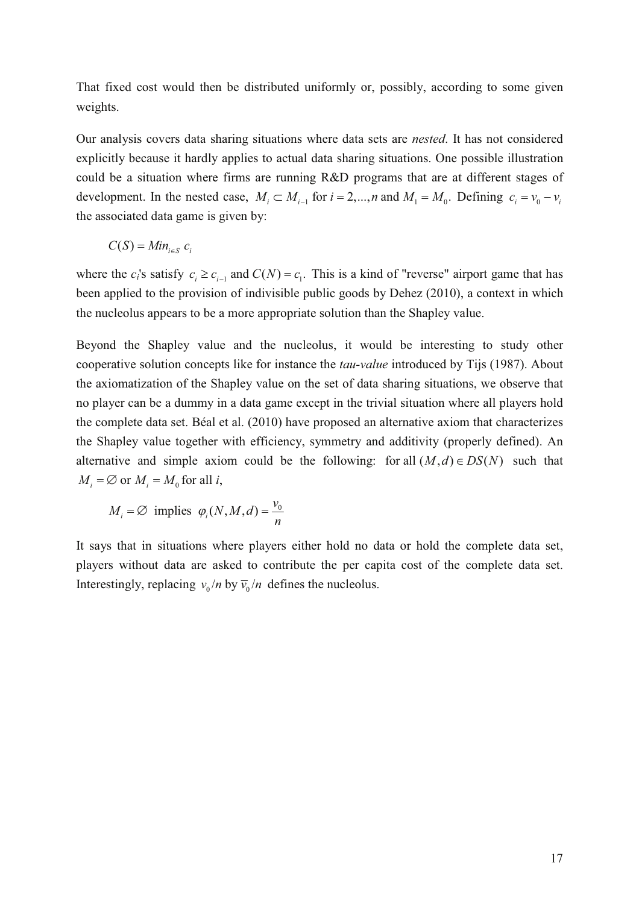That fixed cost would then be distributed uniformly or, possibly, according to some given weights.

Our analysis covers data sharing situations where data sets are *nested*. It has not considered explicitly because it hardly applies to actual data sharing situations. One possible illustration could be a situation where firms are running R&D programs that are at different stages of development. In the nested case, $M_i \subset M_{i-1}$ for $i = 2,...,n$ and $M_1 = M_0$. Defining $c_i = v_0 - v_i$ the associated data game is given by:

$$C(S) = Min_{i \in S}\ c_i$$

where the $c_i$'s satisfy $c_i \geq c_{i-1}$ and $C(N) = c_1$. This is a kind of "reverse" airport game that has been applied to the provision of indivisible public goods by Dehez (2010), a context in which the nucleolus appears to be a more appropriate solution than the Shapley value.

Beyond the Shapley value and the nucleolus, it would be interesting to study other cooperative solution concepts like for instance the *tau-value* introduced by Tijs (1987). About the axiomatization of the Shapley value on the set of data sharing situations, we observe that no player can be a dummy in a data game except in the trivial situation where all players hold the complete data set. Béal et al. (2010) have proposed an alternative axiom that characterizes the Shapley value together with efficiency, symmetry and additivity (properly defined). An alternative and simple axiom could be the following: for all $(M, d) \in DS(N)$ such that $M_i = \varnothing$ or $M_i = M_0$ for all $i$,

$$M_i = \varnothing \text{ implies } \varphi_i(N, M, d) = \frac{v_0}{n}$$

It says that in situations where players either hold no data or hold the complete data set, players without data are asked to contribute the per capita cost of the complete data set. Interestingly, replacing $v_0/n$ by $\overline{v}_0/n$ defines the nucleolus.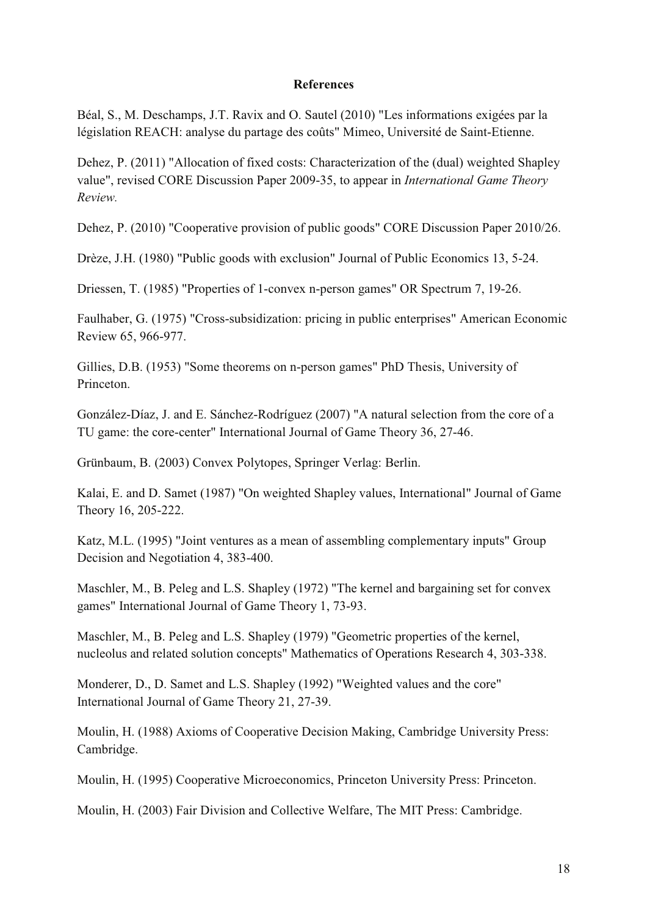## References

Béal, S., M. Deschamps, J.T. Ravix and O. Sautel (2010) "Les informations exigées par la législation REACH: analyse du partage des coûts" Mimeo, Université de Saint-Etienne.

Dehez, P. (2011) "Allocation of fixed costs: Characterization of the (dual) weighted Shapley value", revised CORE Discussion Paper 2009-35, to appear in *International Game Theory Review.*

Dehez, P. (2010) "Cooperative provision of public goods" CORE Discussion Paper 2010/26.

Drèze, J.H. (1980) "Public goods with exclusion" Journal of Public Economics 13, 5-24.

Driessen, T. (1985) "Properties of 1-convex n-person games" OR Spectrum 7, 19-26.

Faulhaber, G. (1975) "Cross-subsidization: pricing in public enterprises" American Economic Review 65, 966-977.

Gillies, D.B. (1953) "Some theorems on n-person games" PhD Thesis, University of Princeton.

González-Díaz, J. and E. Sánchez-Rodríguez (2007) "A natural selection from the core of a TU game: the core-center" International Journal of Game Theory 36, 27-46.

Grünbaum, B. (2003) Convex Polytopes, Springer Verlag: Berlin.

Kalai, E. and D. Samet (1987) "On weighted Shapley values, International" Journal of Game Theory 16, 205-222.

Katz, M.L. (1995) "Joint ventures as a mean of assembling complementary inputs" Group Decision and Negotiation 4, 383-400.

Maschler, M., B. Peleg and L.S. Shapley (1972) "The kernel and bargaining set for convex games" International Journal of Game Theory 1, 73-93.

Maschler, M., B. Peleg and L.S. Shapley (1979) "Geometric properties of the kernel, nucleolus and related solution concepts" Mathematics of Operations Research 4, 303-338.

Monderer, D., D. Samet and L.S. Shapley (1992) "Weighted values and the core" International Journal of Game Theory 21, 27-39.

Moulin, H. (1988) Axioms of Cooperative Decision Making, Cambridge University Press: Cambridge.

Moulin, H. (1995) Cooperative Microeconomics, Princeton University Press: Princeton.

Moulin, H. (2003) Fair Division and Collective Welfare, The MIT Press: Cambridge.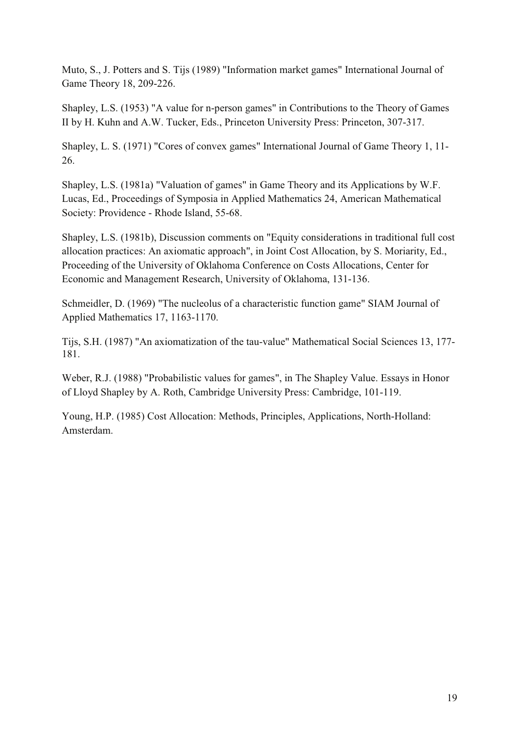Muto, S., J. Potters and S. Tijs (1989) "Information market games" International Journal of Game Theory 18, 209-226.

Shapley, L.S. (1953) "A value for n-person games" in Contributions to the Theory of Games II by H. Kuhn and A.W. Tucker, Eds., Princeton University Press: Princeton, 307-317.

Shapley, L. S. (1971) "Cores of convex games" International Journal of Game Theory 1, 11-26.

Shapley, L.S. (1981a) "Valuation of games" in Game Theory and its Applications by W.F. Lucas, Ed., Proceedings of Symposia in Applied Mathematics 24, American Mathematical Society: Providence - Rhode Island, 55-68.

Shapley, L.S. (1981b), Discussion comments on "Equity considerations in traditional full cost allocation practices: An axiomatic approach", in Joint Cost Allocation, by S. Moriarity, Ed., Proceeding of the University of Oklahoma Conference on Costs Allocations, Center for Economic and Management Research, University of Oklahoma, 131-136.

Schmeidler, D. (1969) "The nucleolus of a characteristic function game" SIAM Journal of Applied Mathematics 17, 1163-1170.

Tijs, S.H. (1987) "An axiomatization of the tau-value" Mathematical Social Sciences 13, 177-181.

Weber, R.J. (1988) "Probabilistic values for games", in The Shapley Value. Essays in Honor of Lloyd Shapley by A. Roth, Cambridge University Press: Cambridge, 101-119.

Young, H.P. (1985) Cost Allocation: Methods, Principles, Applications, North-Holland: Amsterdam.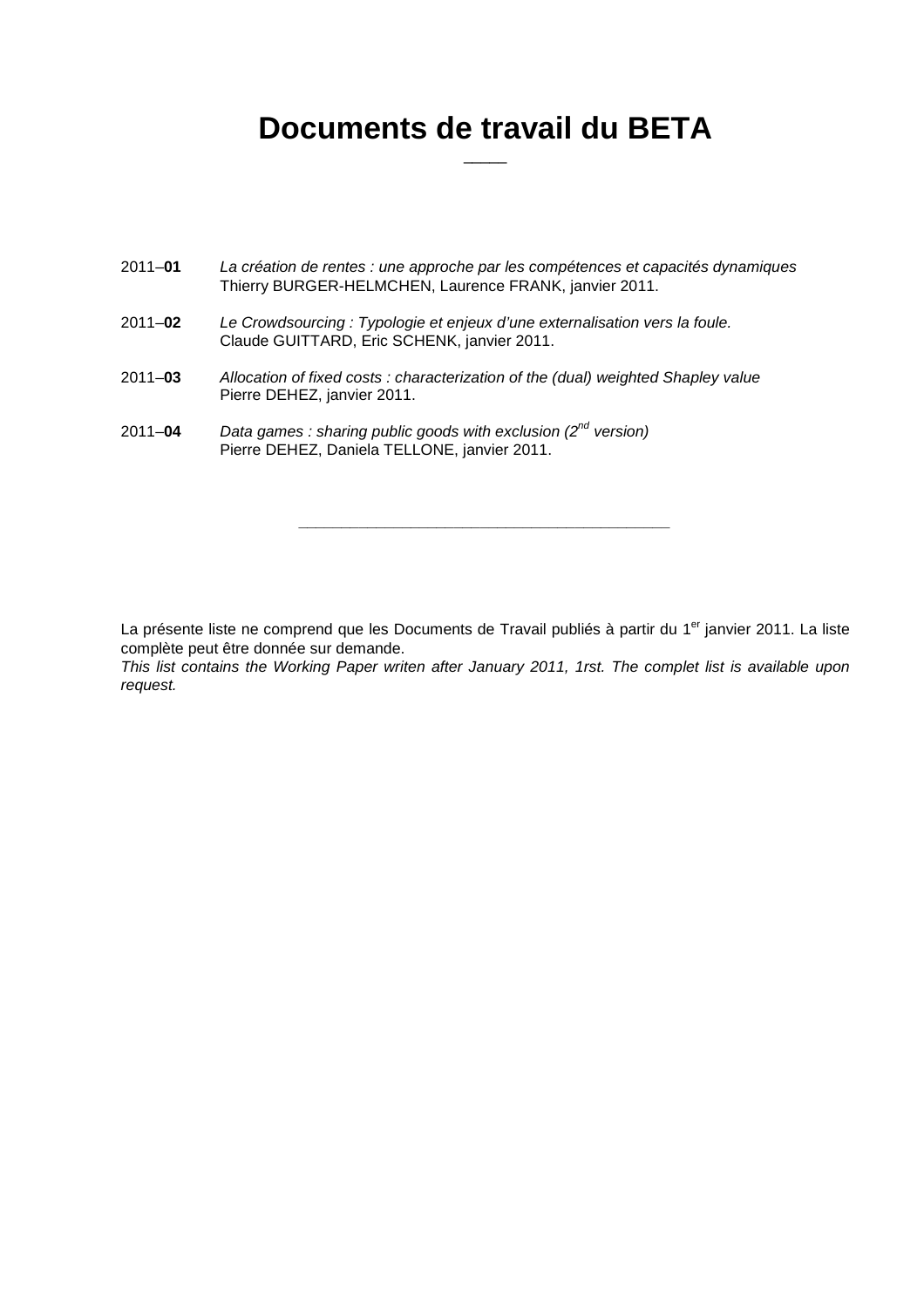# Documents de travail du BETA

2011–**01** *La création de rentes : une approche par les compétences et capacités dynamiques*
Thierry BURGER-HELMCHEN, Laurence FRANK, janvier 2011.

2011–**02** *Le Crowdsourcing : Typologie et enjeux d'une externalisation vers la foule.*
Claude GUITTARD, Eric SCHENK, janvier 2011.

2011–**03** *Allocation of fixed costs : characterization of the (dual) weighted Shapley value*
Pierre DEHEZ, janvier 2011.

2011–**04** *Data games : sharing public goods with exclusion (2nd version)*
Pierre DEHEZ, Daniela TELLONE, janvier 2011.

---

La présente liste ne comprend que les Documents de Travail publiés à partir du 1er janvier 2011. La liste complète peut être donnée sur demande.
*This list contains the Working Paper writen after January 2011, 1rst. The complet list is available upon request.*